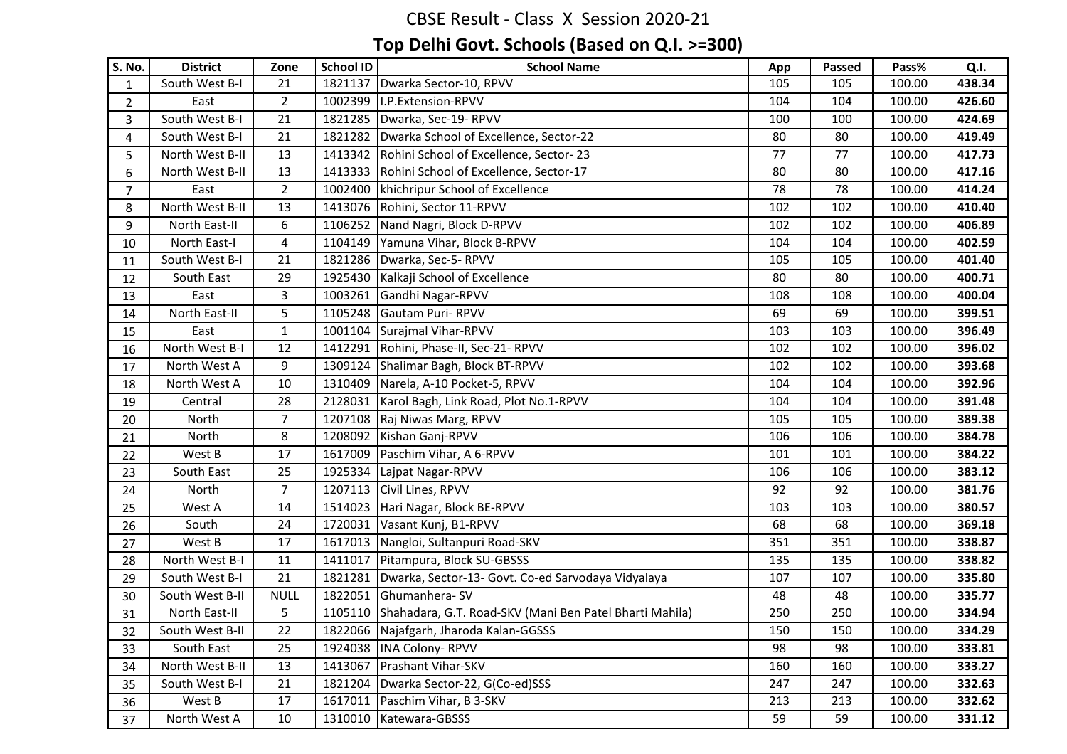# CBSE Result - Class X Session 2020-21

## Top Delhi Govt. Schools (Based on Q.I. >=300)

| S. No. | District | Zone | School ID | School Name | App | Passed | Pass% | Q.I. |
|---|---|---|---|---|---|---|---|---|
| 1 | South West B-I | 21 | 1821137 | Dwarka Sector-10, RPVV | 105 | 105 | 100.00 | **438.34** |
| 2 | East | 2 | 1002399 | I.P.Extension-RPVV | 104 | 104 | 100.00 | **426.60** |
| 3 | South West B-I | 21 | 1821285 | Dwarka, Sec-19- RPVV | 100 | 100 | 100.00 | **424.69** |
| 4 | South West B-I | 21 | 1821282 | Dwarka School of Excellence, Sector-22 | 80 | 80 | 100.00 | **419.49** |
| 5 | North West B-II | 13 | 1413342 | Rohini School of Excellence, Sector- 23 | 77 | 77 | 100.00 | **417.73** |
| 6 | North West B-II | 13 | 1413333 | Rohini School of Excellence, Sector-17 | 80 | 80 | 100.00 | **417.16** |
| 7 | East | 2 | 1002400 | khichripur School of Excellence | 78 | 78 | 100.00 | **414.24** |
| 8 | North West B-II | 13 | 1413076 | Rohini, Sector 11-RPVV | 102 | 102 | 100.00 | **410.40** |
| 9 | North East-II | 6 | 1106252 | Nand Nagri, Block D-RPVV | 102 | 102 | 100.00 | **406.89** |
| 10 | North East-I | 4 | 1104149 | Yamuna Vihar, Block B-RPVV | 104 | 104 | 100.00 | **402.59** |
| 11 | South West B-I | 21 | 1821286 | Dwarka, Sec-5- RPVV | 105 | 105 | 100.00 | **401.40** |
| 12 | South East | 29 | 1925430 | Kalkaji School of Excellence | 80 | 80 | 100.00 | **400.71** |
| 13 | East | 3 | 1003261 | Gandhi Nagar-RPVV | 108 | 108 | 100.00 | **400.04** |
| 14 | North East-II | 5 | 1105248 | Gautam Puri- RPVV | 69 | 69 | 100.00 | **399.51** |
| 15 | East | 1 | 1001104 | Surajmal Vihar-RPVV | 103 | 103 | 100.00 | **396.49** |
| 16 | North West B-I | 12 | 1412291 | Rohini, Phase-II, Sec-21- RPVV | 102 | 102 | 100.00 | **396.02** |
| 17 | North West A | 9 | 1309124 | Shalimar Bagh, Block BT-RPVV | 102 | 102 | 100.00 | **393.68** |
| 18 | North West A | 10 | 1310409 | Narela, A-10 Pocket-5, RPVV | 104 | 104 | 100.00 | **392.96** |
| 19 | Central | 28 | 2128031 | Karol Bagh, Link Road, Plot No.1-RPVV | 104 | 104 | 100.00 | **391.48** |
| 20 | North | 7 | 1207108 | Raj Niwas Marg, RPVV | 105 | 105 | 100.00 | **389.38** |
| 21 | North | 8 | 1208092 | Kishan Ganj-RPVV | 106 | 106 | 100.00 | **384.78** |
| 22 | West B | 17 | 1617009 | Paschim Vihar, A 6-RPVV | 101 | 101 | 100.00 | **384.22** |
| 23 | South East | 25 | 1925334 | Lajpat Nagar-RPVV | 106 | 106 | 100.00 | **383.12** |
| 24 | North | 7 | 1207113 | Civil Lines, RPVV | 92 | 92 | 100.00 | **381.76** |
| 25 | West A | 14 | 1514023 | Hari Nagar, Block BE-RPVV | 103 | 103 | 100.00 | **380.57** |
| 26 | South | 24 | 1720031 | Vasant Kunj, B1-RPVV | 68 | 68 | 100.00 | **369.18** |
| 27 | West B | 17 | 1617013 | Nangloi, Sultanpuri Road-SKV | 351 | 351 | 100.00 | **338.87** |
| 28 | North West B-I | 11 | 1411017 | Pitampura, Block SU-GBSSS | 135 | 135 | 100.00 | **338.82** |
| 29 | South West B-I | 21 | 1821281 | Dwarka, Sector-13- Govt. Co-ed Sarvodaya Vidyalaya | 107 | 107 | 100.00 | **335.80** |
| 30 | South West B-II | NULL | 1822051 | Ghumanhera- SV | 48 | 48 | 100.00 | **335.77** |
| 31 | North East-II | 5 | 1105110 | Shahadara, G.T. Road-SKV (Mani Ben Patel Bharti Mahila) | 250 | 250 | 100.00 | **334.94** |
| 32 | South West B-II | 22 | 1822066 | Najafgarh, Jharoda Kalan-GGSSS | 150 | 150 | 100.00 | **334.29** |
| 33 | South East | 25 | 1924038 | INA Colony- RPVV | 98 | 98 | 100.00 | **333.81** |
| 34 | North West B-II | 13 | 1413067 | Prashant Vihar-SKV | 160 | 160 | 100.00 | **333.27** |
| 35 | South West B-I | 21 | 1821204 | Dwarka Sector-22, G(Co-ed)SSS | 247 | 247 | 100.00 | **332.63** |
| 36 | West B | 17 | 1617011 | Paschim Vihar, B 3-SKV | 213 | 213 | 100.00 | **332.62** |
| 37 | North West A | 10 | 1310010 | Katewara-GBSSS | 59 | 59 | 100.00 | **331.12** |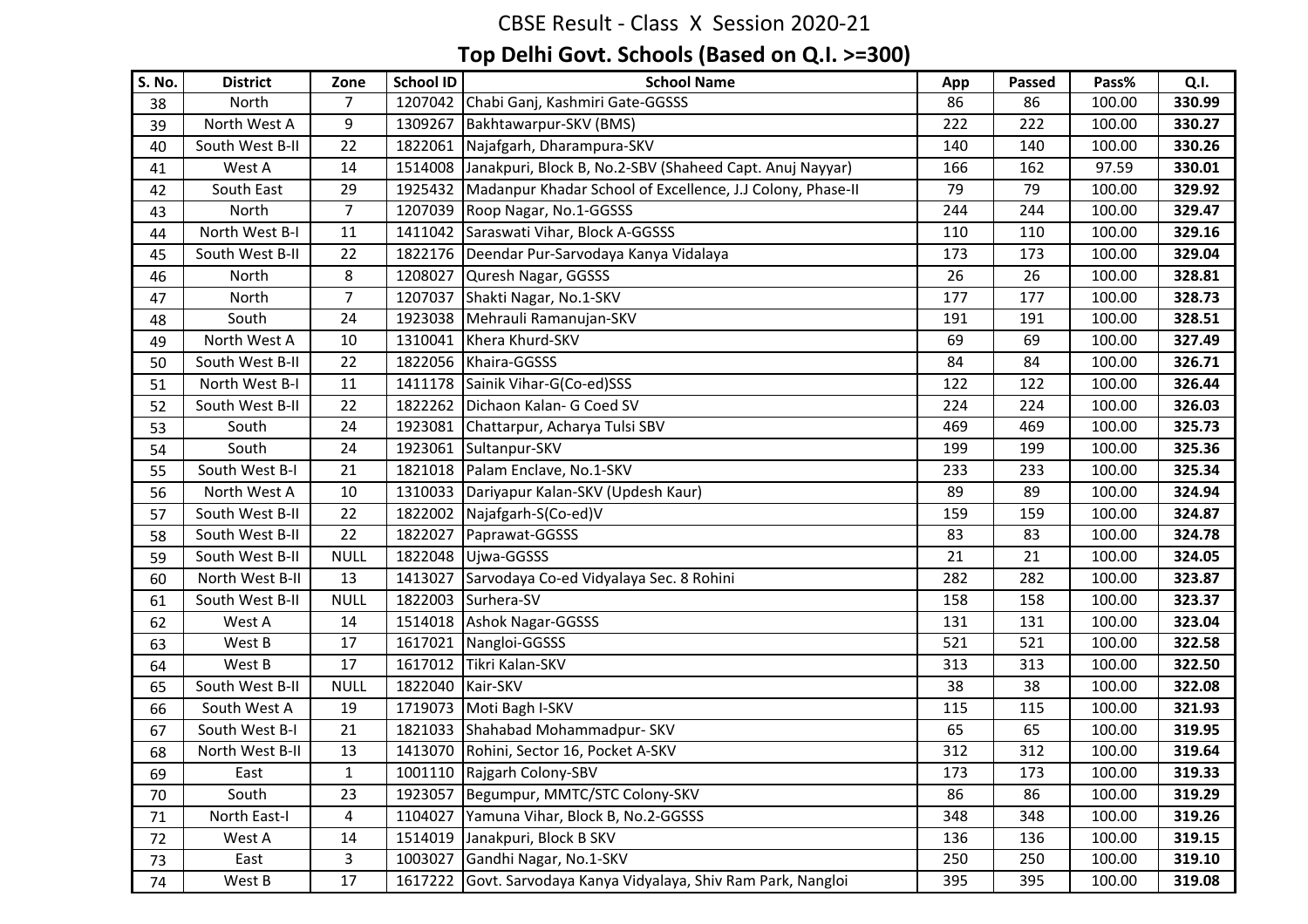# CBSE Result - Class X Session 2020-21

## Top Delhi Govt. Schools (Based on Q.I. >=300)

| S. No. | District | Zone | School ID | School Name | App | Passed | Pass% | Q.I. |
|---|---|---|---|---|---|---|---|---|
| 38 | North | 7 | 1207042 | Chabi Ganj, Kashmiri Gate-GGSSS | 86 | 86 | 100.00 | **330.99** |
| 39 | North West A | 9 | 1309267 | Bakhtawarpur-SKV (BMS) | 222 | 222 | 100.00 | **330.27** |
| 40 | South West B-II | 22 | 1822061 | Najafgarh, Dharampura-SKV | 140 | 140 | 100.00 | **330.26** |
| 41 | West A | 14 | 1514008 | Janakpuri, Block B, No.2-SBV (Shaheed Capt. Anuj Nayyar) | 166 | 162 | 97.59 | **330.01** |
| 42 | South East | 29 | 1925432 | Madanpur Khadar School of Excellence, J.J Colony, Phase-II | 79 | 79 | 100.00 | **329.92** |
| 43 | North | 7 | 1207039 | Roop Nagar, No.1-GGSSS | 244 | 244 | 100.00 | **329.47** |
| 44 | North West B-I | 11 | 1411042 | Saraswati Vihar, Block A-GGSSS | 110 | 110 | 100.00 | **329.16** |
| 45 | South West B-II | 22 | 1822176 | Deendar Pur-Sarvodaya Kanya Vidalaya | 173 | 173 | 100.00 | **329.04** |
| 46 | North | 8 | 1208027 | Quresh Nagar, GGSSS | 26 | 26 | 100.00 | **328.81** |
| 47 | North | 7 | 1207037 | Shakti Nagar, No.1-SKV | 177 | 177 | 100.00 | **328.73** |
| 48 | South | 24 | 1923038 | Mehrauli Ramanujan-SKV | 191 | 191 | 100.00 | **328.51** |
| 49 | North West A | 10 | 1310041 | Khera Khurd-SKV | 69 | 69 | 100.00 | **327.49** |
| 50 | South West B-II | 22 | 1822056 | Khaira-GGSSS | 84 | 84 | 100.00 | **326.71** |
| 51 | North West B-I | 11 | 1411178 | Sainik Vihar-G(Co-ed)SSS | 122 | 122 | 100.00 | **326.44** |
| 52 | South West B-II | 22 | 1822262 | Dichaon Kalan- G Coed SV | 224 | 224 | 100.00 | **326.03** |
| 53 | South | 24 | 1923081 | Chattarpur, Acharya Tulsi SBV | 469 | 469 | 100.00 | **325.73** |
| 54 | South | 24 | 1923061 | Sultanpur-SKV | 199 | 199 | 100.00 | **325.36** |
| 55 | South West B-I | 21 | 1821018 | Palam Enclave, No.1-SKV | 233 | 233 | 100.00 | **325.34** |
| 56 | North West A | 10 | 1310033 | Dariyapur Kalan-SKV (Updesh Kaur) | 89 | 89 | 100.00 | **324.94** |
| 57 | South West B-II | 22 | 1822002 | Najafgarh-S(Co-ed)V | 159 | 159 | 100.00 | **324.87** |
| 58 | South West B-II | 22 | 1822027 | Paprawat-GGSSS | 83 | 83 | 100.00 | **324.78** |
| 59 | South West B-II | NULL | 1822048 | Ujwa-GGSSS | 21 | 21 | 100.00 | **324.05** |
| 60 | North West B-II | 13 | 1413027 | Sarvodaya Co-ed Vidyalaya Sec. 8 Rohini | 282 | 282 | 100.00 | **323.87** |
| 61 | South West B-II | NULL | 1822003 | Surhera-SV | 158 | 158 | 100.00 | **323.37** |
| 62 | West A | 14 | 1514018 | Ashok Nagar-GGSSS | 131 | 131 | 100.00 | **323.04** |
| 63 | West B | 17 | 1617021 | Nangloi-GGSSS | 521 | 521 | 100.00 | **322.58** |
| 64 | West B | 17 | 1617012 | Tikri Kalan-SKV | 313 | 313 | 100.00 | **322.50** |
| 65 | South West B-II | NULL | 1822040 | Kair-SKV | 38 | 38 | 100.00 | **322.08** |
| 66 | South West A | 19 | 1719073 | Moti Bagh I-SKV | 115 | 115 | 100.00 | **321.93** |
| 67 | South West B-I | 21 | 1821033 | Shahabad Mohammadpur- SKV | 65 | 65 | 100.00 | **319.95** |
| 68 | North West B-II | 13 | 1413070 | Rohini, Sector 16, Pocket A-SKV | 312 | 312 | 100.00 | **319.64** |
| 69 | East | 1 | 1001110 | Rajgarh Colony-SBV | 173 | 173 | 100.00 | **319.33** |
| 70 | South | 23 | 1923057 | Begumpur, MMTC/STC Colony-SKV | 86 | 86 | 100.00 | **319.29** |
| 71 | North East-I | 4 | 1104027 | Yamuna Vihar, Block B, No.2-GGSSS | 348 | 348 | 100.00 | **319.26** |
| 72 | West A | 14 | 1514019 | Janakpuri, Block B SKV | 136 | 136 | 100.00 | **319.15** |
| 73 | East | 3 | 1003027 | Gandhi Nagar, No.1-SKV | 250 | 250 | 100.00 | **319.10** |
| 74 | West B | 17 | 1617222 | Govt. Sarvodaya Kanya Vidyalaya, Shiv Ram Park, Nangloi | 395 | 395 | 100.00 | **319.08** |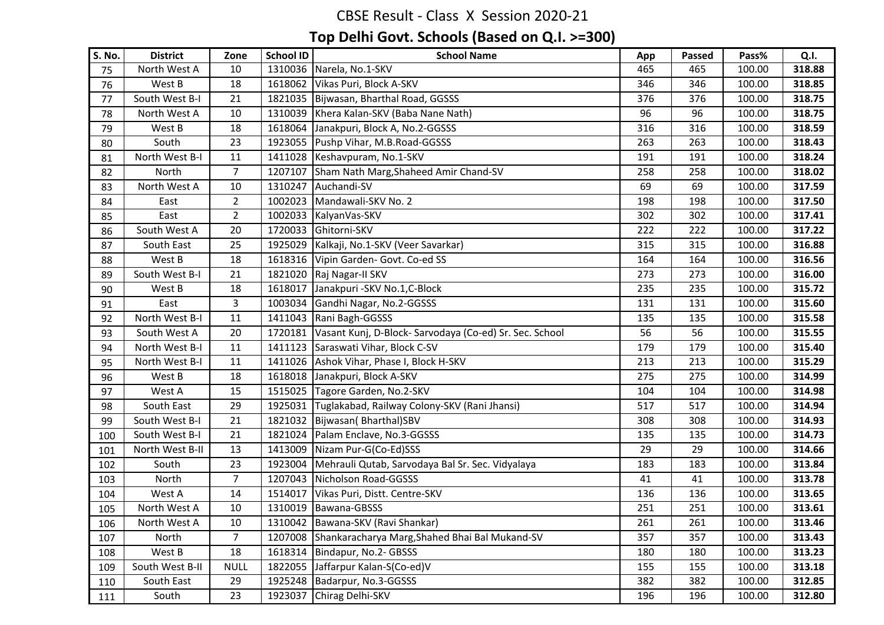# CBSE Result - Class X Session 2020-21

## Top Delhi Govt. Schools (Based on Q.I. >=300)

| S. No. | District | Zone | School ID | School Name | App | Passed | Pass% | Q.I. |
|---|---|---|---|---|---|---|---|---|
| 75 | North West A | 10 | 1310036 | Narela, No.1-SKV | 465 | 465 | 100.00 | **318.88** |
| 76 | West B | 18 | 1618062 | Vikas Puri, Block A-SKV | 346 | 346 | 100.00 | **318.85** |
| 77 | South West B-I | 21 | 1821035 | Bijwasan, Bharthal Road, GGSSS | 376 | 376 | 100.00 | **318.75** |
| 78 | North West A | 10 | 1310039 | Khera Kalan-SKV (Baba Nane Nath) | 96 | 96 | 100.00 | **318.75** |
| 79 | West B | 18 | 1618064 | Janakpuri, Block A, No.2-GGSSS | 316 | 316 | 100.00 | **318.59** |
| 80 | South | 23 | 1923055 | Pushp Vihar, M.B.Road-GGSSS | 263 | 263 | 100.00 | **318.43** |
| 81 | North West B-I | 11 | 1411028 | Keshavpuram, No.1-SKV | 191 | 191 | 100.00 | **318.24** |
| 82 | North | 7 | 1207107 | Sham Nath Marg,Shaheed Amir Chand-SV | 258 | 258 | 100.00 | **318.02** |
| 83 | North West A | 10 | 1310247 | Auchandi-SV | 69 | 69 | 100.00 | **317.59** |
| 84 | East | 2 | 1002023 | Mandawali-SKV No. 2 | 198 | 198 | 100.00 | **317.50** |
| 85 | East | 2 | 1002033 | KalyanVas-SKV | 302 | 302 | 100.00 | **317.41** |
| 86 | South West A | 20 | 1720033 | Ghitorni-SKV | 222 | 222 | 100.00 | **317.22** |
| 87 | South East | 25 | 1925029 | Kalkaji, No.1-SKV (Veer Savarkar) | 315 | 315 | 100.00 | **316.88** |
| 88 | West B | 18 | 1618316 | Vipin Garden- Govt. Co-ed SS | 164 | 164 | 100.00 | **316.56** |
| 89 | South West B-I | 21 | 1821020 | Raj Nagar-II SKV | 273 | 273 | 100.00 | **316.00** |
| 90 | West B | 18 | 1618017 | Janakpuri -SKV No.1,C-Block | 235 | 235 | 100.00 | **315.72** |
| 91 | East | 3 | 1003034 | Gandhi Nagar, No.2-GGSSS | 131 | 131 | 100.00 | **315.60** |
| 92 | North West B-I | 11 | 1411043 | Rani Bagh-GGSSS | 135 | 135 | 100.00 | **315.58** |
| 93 | South West A | 20 | 1720181 | Vasant Kunj, D-Block- Sarvodaya (Co-ed) Sr. Sec. School | 56 | 56 | 100.00 | **315.55** |
| 94 | North West B-I | 11 | 1411123 | Saraswati Vihar, Block C-SV | 179 | 179 | 100.00 | **315.40** |
| 95 | North West B-I | 11 | 1411026 | Ashok Vihar, Phase I, Block H-SKV | 213 | 213 | 100.00 | **315.29** |
| 96 | West B | 18 | 1618018 | Janakpuri, Block A-SKV | 275 | 275 | 100.00 | **314.99** |
| 97 | West A | 15 | 1515025 | Tagore Garden, No.2-SKV | 104 | 104 | 100.00 | **314.98** |
| 98 | South East | 29 | 1925031 | Tuglakabad, Railway Colony-SKV (Rani Jhansi) | 517 | 517 | 100.00 | **314.94** |
| 99 | South West B-I | 21 | 1821032 | Bijwasan( Bharthal)SBV | 308 | 308 | 100.00 | **314.93** |
| 100 | South West B-I | 21 | 1821024 | Palam Enclave, No.3-GGSSS | 135 | 135 | 100.00 | **314.73** |
| 101 | North West B-II | 13 | 1413009 | Nizam Pur-G(Co-Ed)SSS | 29 | 29 | 100.00 | **314.66** |
| 102 | South | 23 | 1923004 | Mehrauli Qutab, Sarvodaya Bal Sr. Sec. Vidyalaya | 183 | 183 | 100.00 | **313.84** |
| 103 | North | 7 | 1207043 | Nicholson Road-GGSSS | 41 | 41 | 100.00 | **313.78** |
| 104 | West A | 14 | 1514017 | Vikas Puri, Distt. Centre-SKV | 136 | 136 | 100.00 | **313.65** |
| 105 | North West A | 10 | 1310019 | Bawana-GBSSS | 251 | 251 | 100.00 | **313.61** |
| 106 | North West A | 10 | 1310042 | Bawana-SKV (Ravi Shankar) | 261 | 261 | 100.00 | **313.46** |
| 107 | North | 7 | 1207008 | Shankaracharya Marg,Shahed Bhai Bal Mukand-SV | 357 | 357 | 100.00 | **313.43** |
| 108 | West B | 18 | 1618314 | Bindapur, No.2- GBSSS | 180 | 180 | 100.00 | **313.23** |
| 109 | South West B-II | NULL | 1822055 | Jaffarpur Kalan-S(Co-ed)V | 155 | 155 | 100.00 | **313.18** |
| 110 | South East | 29 | 1925248 | Badarpur, No.3-GGSSS | 382 | 382 | 100.00 | **312.85** |
| 111 | South | 23 | 1923037 | Chirag Delhi-SKV | 196 | 196 | 100.00 | **312.80** |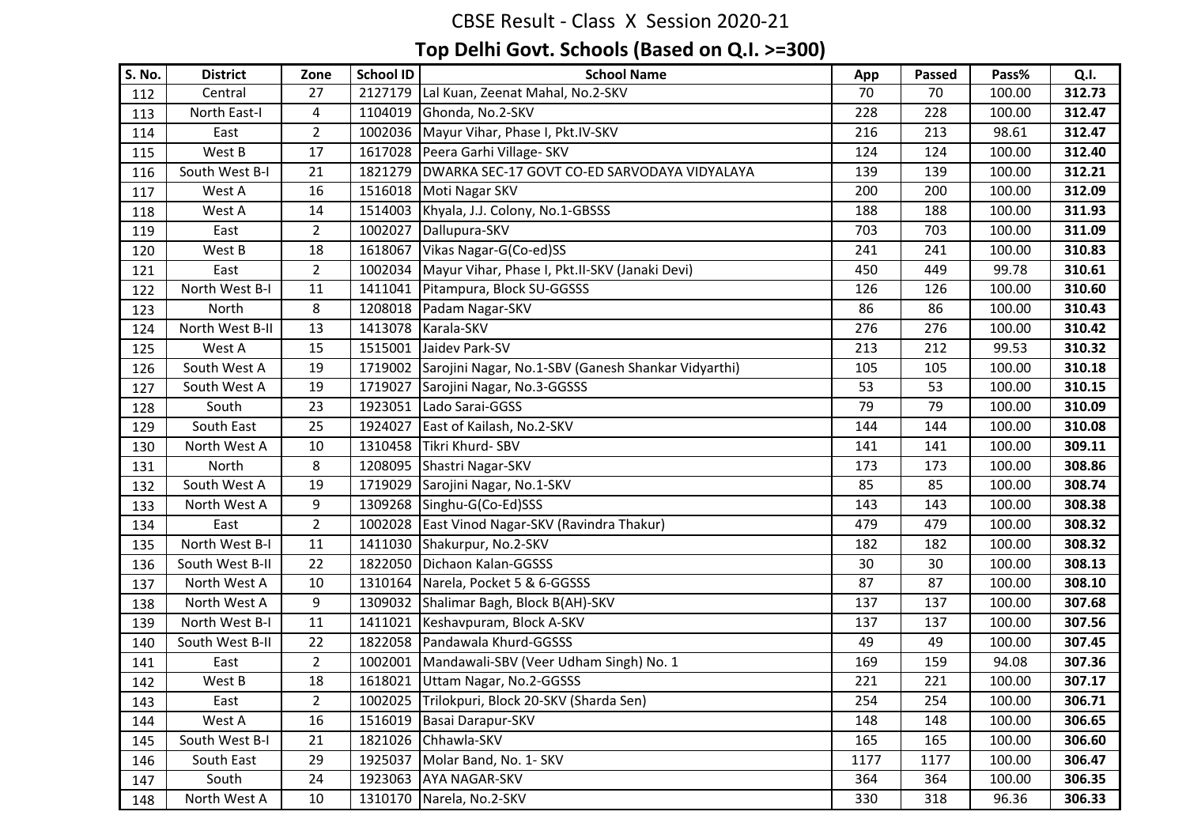CBSE Result - Class X Session 2020-21

**Top Delhi Govt. Schools (Based on Q.I. >=300)**

| S. No. | District | Zone | School ID | School Name | App | Passed | Pass% | Q.I. |
|---|---|---|---|---|---|---|---|---|
| 112 | Central | 27 | 2127179 | Lal Kuan, Zeenat Mahal, No.2-SKV | 70 | 70 | 100.00 | **312.73** |
| 113 | North East-I | 4 | 1104019 | Ghonda, No.2-SKV | 228 | 228 | 100.00 | **312.47** |
| 114 | East | 2 | 1002036 | Mayur Vihar, Phase I, Pkt.IV-SKV | 216 | 213 | 98.61 | **312.47** |
| 115 | West B | 17 | 1617028 | Peera Garhi Village- SKV | 124 | 124 | 100.00 | **312.40** |
| 116 | South West B-I | 21 | 1821279 | DWARKA SEC-17 GOVT CO-ED SARVODAYA VIDYALAYA | 139 | 139 | 100.00 | **312.21** |
| 117 | West A | 16 | 1516018 | Moti Nagar SKV | 200 | 200 | 100.00 | **312.09** |
| 118 | West A | 14 | 1514003 | Khyala, J.J. Colony, No.1-GBSSS | 188 | 188 | 100.00 | **311.93** |
| 119 | East | 2 | 1002027 | Dallupura-SKV | 703 | 703 | 100.00 | **311.09** |
| 120 | West B | 18 | 1618067 | Vikas Nagar-G(Co-ed)SS | 241 | 241 | 100.00 | **310.83** |
| 121 | East | 2 | 1002034 | Mayur Vihar, Phase I, Pkt.II-SKV (Janaki Devi) | 450 | 449 | 99.78 | **310.61** |
| 122 | North West B-I | 11 | 1411041 | Pitampura, Block SU-GGSSS | 126 | 126 | 100.00 | **310.60** |
| 123 | North | 8 | 1208018 | Padam Nagar-SKV | 86 | 86 | 100.00 | **310.43** |
| 124 | North West B-II | 13 | 1413078 | Karala-SKV | 276 | 276 | 100.00 | **310.42** |
| 125 | West A | 15 | 1515001 | Jaidev Park-SV | 213 | 212 | 99.53 | **310.32** |
| 126 | South West A | 19 | 1719002 | Sarojini Nagar, No.1-SBV (Ganesh Shankar Vidyarthi) | 105 | 105 | 100.00 | **310.18** |
| 127 | South West A | 19 | 1719027 | Sarojini Nagar, No.3-GGSSS | 53 | 53 | 100.00 | **310.15** |
| 128 | South | 23 | 1923051 | Lado Sarai-GGSS | 79 | 79 | 100.00 | **310.09** |
| 129 | South East | 25 | 1924027 | East of Kailash, No.2-SKV | 144 | 144 | 100.00 | **310.08** |
| 130 | North West A | 10 | 1310458 | Tikri Khurd- SBV | 141 | 141 | 100.00 | **309.11** |
| 131 | North | 8 | 1208095 | Shastri Nagar-SKV | 173 | 173 | 100.00 | **308.86** |
| 132 | South West A | 19 | 1719029 | Sarojini Nagar, No.1-SKV | 85 | 85 | 100.00 | **308.74** |
| 133 | North West A | 9 | 1309268 | Singhu-G(Co-Ed)SSS | 143 | 143 | 100.00 | **308.38** |
| 134 | East | 2 | 1002028 | East Vinod Nagar-SKV (Ravindra Thakur) | 479 | 479 | 100.00 | **308.32** |
| 135 | North West B-I | 11 | 1411030 | Shakurpur, No.2-SKV | 182 | 182 | 100.00 | **308.32** |
| 136 | South West B-II | 22 | 1822050 | Dichaon Kalan-GGSSS | 30 | 30 | 100.00 | **308.13** |
| 137 | North West A | 10 | 1310164 | Narela, Pocket 5 & 6-GGSSS | 87 | 87 | 100.00 | **308.10** |
| 138 | North West A | 9 | 1309032 | Shalimar Bagh, Block B(AH)-SKV | 137 | 137 | 100.00 | **307.68** |
| 139 | North West B-I | 11 | 1411021 | Keshavpuram, Block A-SKV | 137 | 137 | 100.00 | **307.56** |
| 140 | South West B-II | 22 | 1822058 | Pandawala Khurd-GGSSS | 49 | 49 | 100.00 | **307.45** |
| 141 | East | 2 | 1002001 | Mandawali-SBV (Veer Udham Singh) No. 1 | 169 | 159 | 94.08 | **307.36** |
| 142 | West B | 18 | 1618021 | Uttam Nagar, No.2-GGSSS | 221 | 221 | 100.00 | **307.17** |
| 143 | East | 2 | 1002025 | Trilokpuri, Block 20-SKV (Sharda Sen) | 254 | 254 | 100.00 | **306.71** |
| 144 | West A | 16 | 1516019 | Basai Darapur-SKV | 148 | 148 | 100.00 | **306.65** |
| 145 | South West B-I | 21 | 1821026 | Chhawla-SKV | 165 | 165 | 100.00 | **306.60** |
| 146 | South East | 29 | 1925037 | Molar Band, No. 1- SKV | 1177 | 1177 | 100.00 | **306.47** |
| 147 | South | 24 | 1923063 | AYA NAGAR-SKV | 364 | 364 | 100.00 | **306.35** |
| 148 | North West A | 10 | 1310170 | Narela, No.2-SKV | 330 | 318 | 96.36 | **306.33** |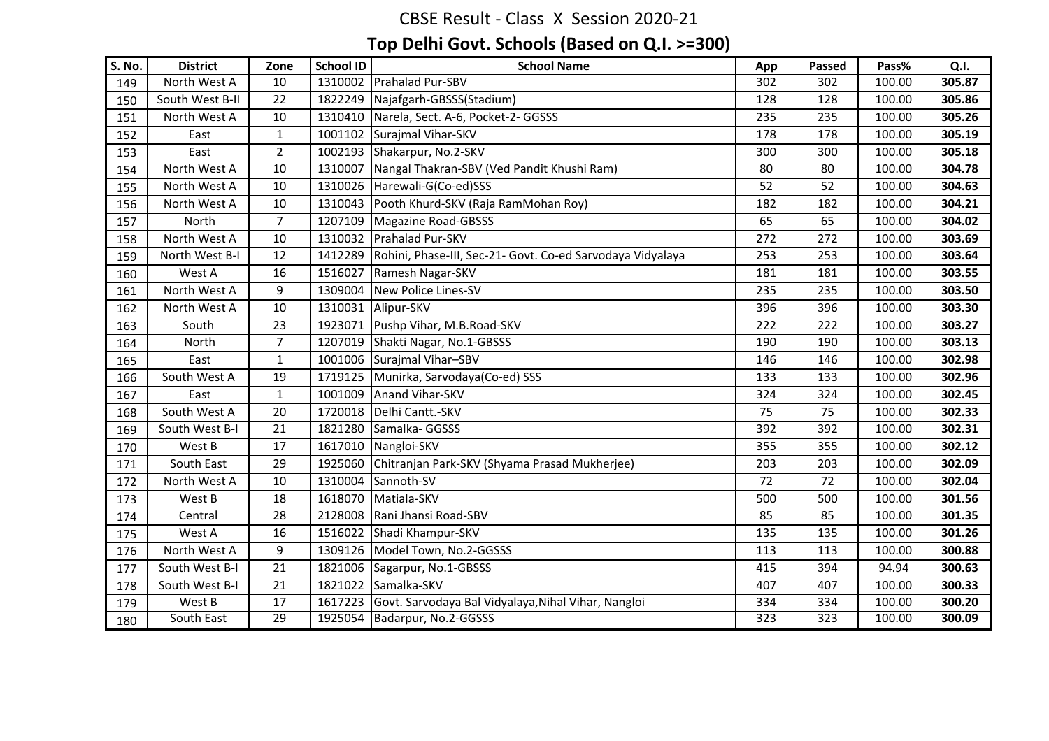CBSE Result - Class X Session 2020-21

## Top Delhi Govt. Schools (Based on Q.I. >=300)

| S. No. | District | Zone | School ID | School Name | App | Passed | Pass% | Q.I. |
|---|---|---|---|---|---|---|---|---|
| 149 | North West A | 10 | 1310002 | Prahalad Pur-SBV | 302 | 302 | 100.00 | **305.87** |
| 150 | South West B-II | 22 | 1822249 | Najafgarh-GBSSS(Stadium) | 128 | 128 | 100.00 | **305.86** |
| 151 | North West A | 10 | 1310410 | Narela, Sect. A-6, Pocket-2- GGSSS | 235 | 235 | 100.00 | **305.26** |
| 152 | East | 1 | 1001102 | Surajmal Vihar-SKV | 178 | 178 | 100.00 | **305.19** |
| 153 | East | 2 | 1002193 | Shakarpur, No.2-SKV | 300 | 300 | 100.00 | **305.18** |
| 154 | North West A | 10 | 1310007 | Nangal Thakran-SBV (Ved Pandit Khushi Ram) | 80 | 80 | 100.00 | **304.78** |
| 155 | North West A | 10 | 1310026 | Harewali-G(Co-ed)SSS | 52 | 52 | 100.00 | **304.63** |
| 156 | North West A | 10 | 1310043 | Pooth Khurd-SKV (Raja RamMohan Roy) | 182 | 182 | 100.00 | **304.21** |
| 157 | North | 7 | 1207109 | Magazine Road-GBSSS | 65 | 65 | 100.00 | **304.02** |
| 158 | North West A | 10 | 1310032 | Prahalad Pur-SKV | 272 | 272 | 100.00 | **303.69** |
| 159 | North West B-I | 12 | 1412289 | Rohini, Phase-III, Sec-21- Govt. Co-ed Sarvodaya Vidyalaya | 253 | 253 | 100.00 | **303.64** |
| 160 | West A | 16 | 1516027 | Ramesh Nagar-SKV | 181 | 181 | 100.00 | **303.55** |
| 161 | North West A | 9 | 1309004 | New Police Lines-SV | 235 | 235 | 100.00 | **303.50** |
| 162 | North West A | 10 | 1310031 | Alipur-SKV | 396 | 396 | 100.00 | **303.30** |
| 163 | South | 23 | 1923071 | Pushp Vihar, M.B.Road-SKV | 222 | 222 | 100.00 | **303.27** |
| 164 | North | 7 | 1207019 | Shakti Nagar, No.1-GBSSS | 190 | 190 | 100.00 | **303.13** |
| 165 | East | 1 | 1001006 | Surajmal Vihar–SBV | 146 | 146 | 100.00 | **302.98** |
| 166 | South West A | 19 | 1719125 | Munirka, Sarvodaya(Co-ed) SSS | 133 | 133 | 100.00 | **302.96** |
| 167 | East | 1 | 1001009 | Anand Vihar-SKV | 324 | 324 | 100.00 | **302.45** |
| 168 | South West A | 20 | 1720018 | Delhi Cantt.-SKV | 75 | 75 | 100.00 | **302.33** |
| 169 | South West B-I | 21 | 1821280 | Samalka- GGSSS | 392 | 392 | 100.00 | **302.31** |
| 170 | West B | 17 | 1617010 | Nangloi-SKV | 355 | 355 | 100.00 | **302.12** |
| 171 | South East | 29 | 1925060 | Chitranjan Park-SKV (Shyama Prasad Mukherjee) | 203 | 203 | 100.00 | **302.09** |
| 172 | North West A | 10 | 1310004 | Sannoth-SV | 72 | 72 | 100.00 | **302.04** |
| 173 | West B | 18 | 1618070 | Matiala-SKV | 500 | 500 | 100.00 | **301.56** |
| 174 | Central | 28 | 2128008 | Rani Jhansi Road-SBV | 85 | 85 | 100.00 | **301.35** |
| 175 | West A | 16 | 1516022 | Shadi Khampur-SKV | 135 | 135 | 100.00 | **301.26** |
| 176 | North West A | 9 | 1309126 | Model Town, No.2-GGSSS | 113 | 113 | 100.00 | **300.88** |
| 177 | South West B-I | 21 | 1821006 | Sagarpur, No.1-GBSSS | 415 | 394 | 94.94 | **300.63** |
| 178 | South West B-I | 21 | 1821022 | Samalka-SKV | 407 | 407 | 100.00 | **300.33** |
| 179 | West B | 17 | 1617223 | Govt. Sarvodaya Bal Vidyalaya,Nihal Vihar, Nangloi | 334 | 334 | 100.00 | **300.20** |
| 180 | South East | 29 | 1925054 | Badarpur, No.2-GGSSS | 323 | 323 | 100.00 | **300.09** |